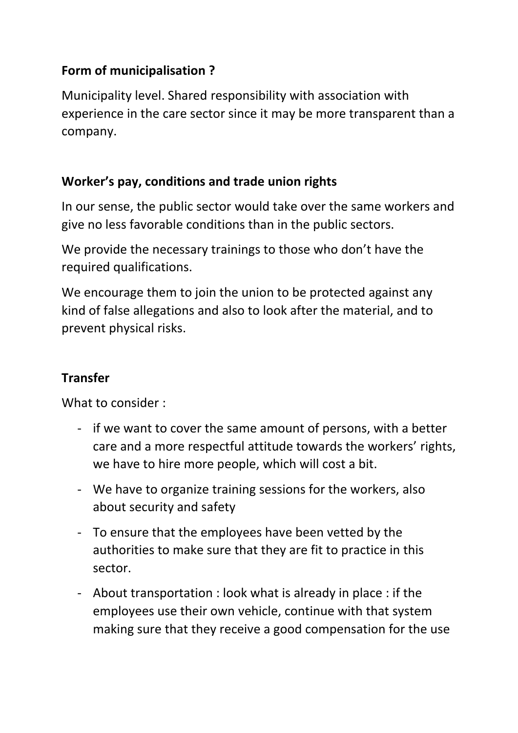**Form of municipalisation ?**

Municipality level. Shared responsibility with association with experience in the care sector since it may be more transparent than a company.

**Worker's pay, conditions and trade union rights**

In our sense, the public sector would take over the same workers and give no less favorable conditions than in the public sectors.

We provide the necessary trainings to those who don't have the required qualifications.

We encourage them to join the union to be protected against any kind of false allegations and also to look after the material, and to prevent physical risks.

**Transfer**

What to consider :

- if we want to cover the same amount of persons, with a better care and a more respectful attitude towards the workers' rights, we have to hire more people, which will cost a bit.
- We have to organize training sessions for the workers, also about security and safety
- To ensure that the employees have been vetted by the authorities to make sure that they are fit to practice in this sector.
- About transportation : look what is already in place : if the employees use their own vehicle, continue with that system making sure that they receive a good compensation for the use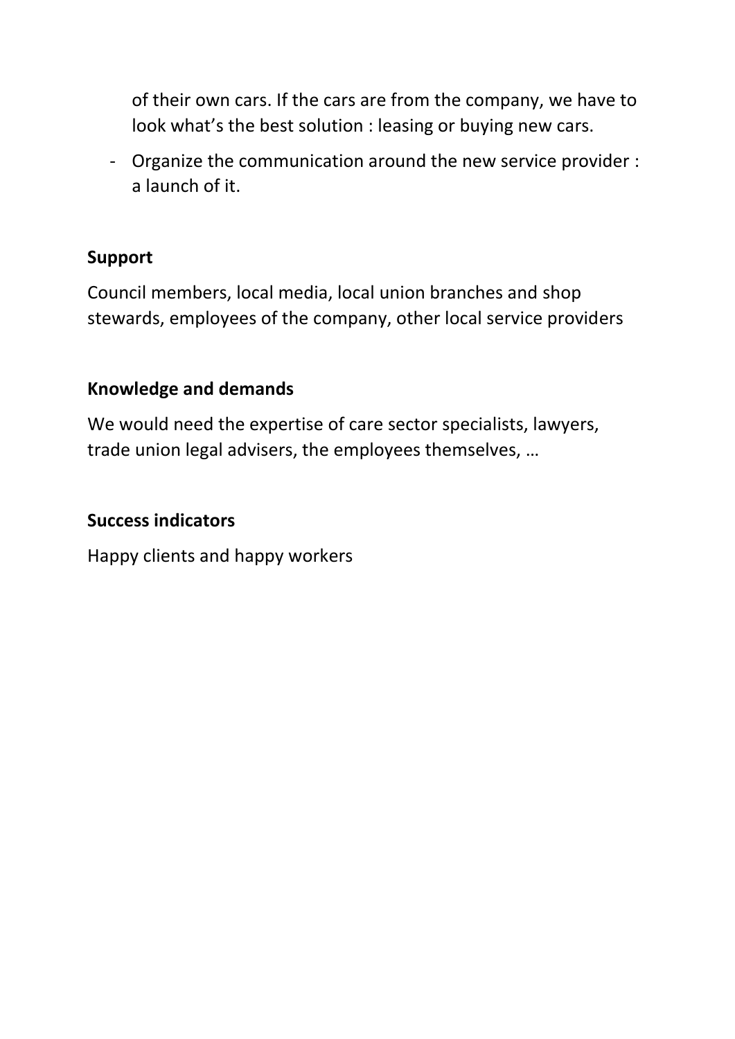of their own cars. If the cars are from the company, we have to look what's the best solution : leasing or buying new cars.

- Organize the communication around the new service provider : a launch of it.

**Support**

Council members, local media, local union branches and shop stewards, employees of the company, other local service providers

**Knowledge and demands**

We would need the expertise of care sector specialists, lawyers, trade union legal advisers, the employees themselves, …

**Success indicators**

Happy clients and happy workers